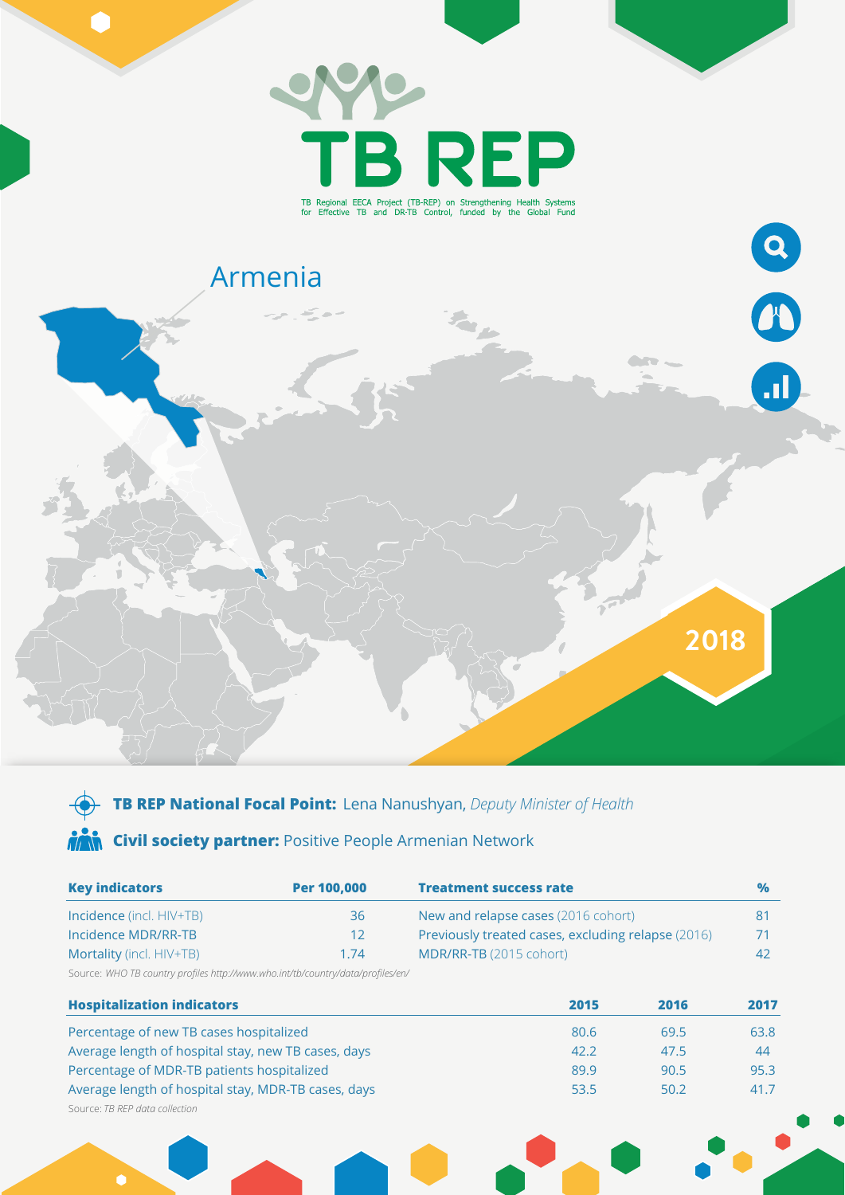# TB REP

TB Regional EECA Project (TB-REP) on Strengthening Health Systems for Effective TB and DR-TB Control, funded by the Global Fund

## Armenia

2018

**TB REP National Focal Point:** Lena Nanushyan, *Deputy Minister of Health*

**Civil society partner:** Positive People Armenian Network

| Key indicators | Per 100,000 |
|---|---|
| Incidence (incl. HIV+TB) | 36 |
| Incidence MDR/RR-TB | 12 |
| Mortality (incl. HIV+TB) | 1.74 |

| Treatment success rate | % |
|---|---|
| New and relapse cases (2016 cohort) | 81 |
| Previously treated cases, excluding relapse (2016) | 71 |
| MDR/RR-TB (2015 cohort) | 42 |

Source: *WHO TB country profiles http://www.who.int/tb/country/data/profiles/en/*

| Hospitalization indicators | 2015 | 2016 | 2017 |
|---|---|---|---|
| Percentage of new TB cases hospitalized | 80.6 | 69.5 | 63.8 |
| Average length of hospital stay, new TB cases, days | 42.2 | 47.5 | 44 |
| Percentage of MDR-TB patients hospitalized | 89.9 | 90.5 | 95.3 |
| Average length of hospital stay, MDR-TB cases, days | 53.5 | 50.2 | 41.7 |

Source: *TB REP data collection*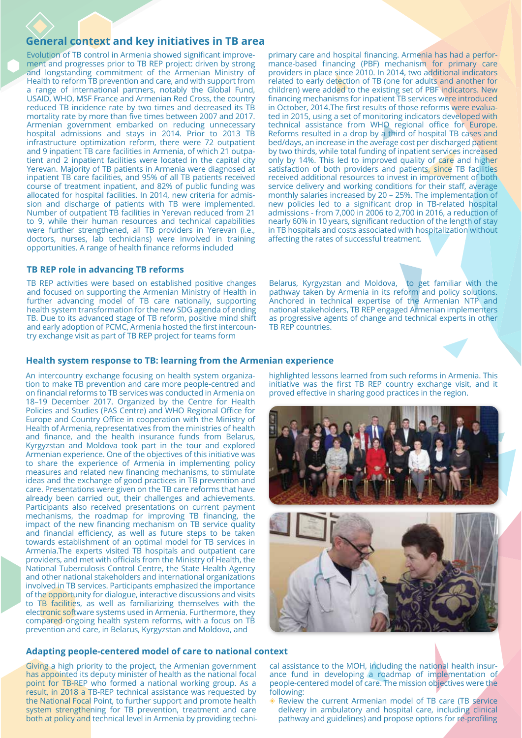## General context and key initiatives in TB area

Evolution of TB control in Armenia showed significant improvement and progresses prior to TB REP project: driven by strong and longstanding commitment of the Armenian Ministry of Health to reform TB prevention and care, and with support from a range of international partners, notably the Global Fund, USAID, WHO, MSF France and Armenian Red Cross, the country reduced TB incidence rate by two times and decreased its TB mortality rate by more than five times between 2007 and 2017. Armenian government embarked on reducing unnecessary hospital admissions and stays in 2014. Prior to 2013 TB infrastructure optimization reform, there were 72 outpatient and 9 inpatient TB care facilities in Armenia, of which 21 outpatient and 2 inpatient facilities were located in the capital city Yerevan. Majority of TB patients in Armenia were diagnosed at inpatient TB care facilities, and 95% of all TB patients received course of treatment inpatient, and 82% of public funding was allocated for hospital facilities. In 2014, new criteria for admission and discharge of patients with TB were implemented. Number of outpatient TB facilities in Yerevan reduced from 21 to 9, while their human resources and technical capabilities were further strengthened, all TB providers in Yerevan (i.e., doctors, nurses, lab technicians) were involved in training opportunities. A range of health finance reforms included primary care and hospital financing. Armenia has had a performance-based financing (PBF) mechanism for primary care providers in place since 2010. In 2014, two additional indicators related to early detection of TB (one for adults and another for children) were added to the existing set of PBF indicators. New financing mechanisms for inpatient TB services were introduced in October, 2014.The first results of those reforms were evaluated in 2015, using a set of monitoring indicators developed with technical assistance from WHO regional office for Europe. Reforms resulted in a drop by a third of hospital TB cases and bed/days, an increase in the average cost per discharged patient by two thirds, while total funding of inpatient services increased only by 14%. This led to improved quality of care and higher satisfaction of both providers and patients, since TB facilities received additional resources to invest in improvement of both service delivery and working conditions for their staff, average monthly salaries increased by 20 – 25%. The implementation of new policies led to a significant drop in TB-related hospital admissions - from 7,000 in 2006 to 2,700 in 2016, a reduction of nearly 60% in 10 years, significant reduction of the length of stay in TB hospitals and costs associated with hospitalization without affecting the rates of successful treatment.

### TB REP role in advancing TB reforms

TB REP activities were based on established positive changes and focused on supporting the Armenian Ministry of Health in further advancing model of TB care nationally, supporting health system transformation for the new SDG agenda of ending TB. Due to its advanced stage of TB reform, positive mind shift and early adoption of PCMC, Armenia hosted the first intercountry exchange visit as part of TB REP project for teams form Belarus, Kyrgyzstan and Moldova, to get familiar with the pathway taken by Armenia in its reform and policy solutions. Anchored in technical expertise of the Armenian NTP and national stakeholders, TB REP engaged Armenian implementers as progressive agents of change and technical experts in other TB REP countries.

### Health system response to TB: learning from the Armenian experience

An intercountry exchange focusing on health system organization to make TB prevention and care more people-centred and on financial reforms to TB services was conducted in Armenia on 18–19 December 2017. Organized by the Centre for Health Policies and Studies (PAS Centre) and WHO Regional Office for Europe and Country Office in cooperation with the Ministry of Health of Armenia, representatives from the ministries of health and finance, and the health insurance funds from Belarus, Kyrgyzstan and Moldova took part in the tour and explored Armenian experience. One of the objectives of this initiative was to share the experience of Armenia in implementing policy measures and related new financing mechanisms, to stimulate ideas and the exchange of good practices in TB prevention and care. Presentations were given on the TB care reforms that have already been carried out, their challenges and achievements. Participants also received presentations on current payment mechanisms, the roadmap for improving TB financing, the impact of the new financing mechanism on TB service quality and financial efficiency, as well as future steps to be taken towards establishment of an optimal model for TB services in Armenia.The experts visited TB hospitals and outpatient care providers, and met with officials from the Ministry of Health, the National Tuberculosis Control Centre, the State Health Agency and other national stakeholders and international organizations involved in TB services. Participants emphasized the importance of the opportunity for dialogue, interactive discussions and visits to TB facilities, as well as familiarizing themselves with the electronic software systems used in Armenia. Furthermore, they compared ongoing health system reforms, with a focus on TB prevention and care, in Belarus, Kyrgyzstan and Moldova, and highlighted lessons learned from such reforms in Armenia. This initiative was the first TB REP country exchange visit, and it proved effective in sharing good practices in the region.

### Adapting people-centered model of care to national context

Giving a high priority to the project, the Armenian government has appointed its deputy minister of health as the national focal point for TB-REP who formed a national working group. As a result, in 2018 a TB-REP technical assistance was requested by the National Focal Point, to further support and promote health system strengthening for TB prevention, treatment and care both at policy and technical level in Armenia by providing technical assistance to the MOH, including the national health insurance fund in developing a roadmap of implementation of people-centered model of care. The mission objectives were the following:

- Review the current Armenian model of TB care (TB service delivery in ambulatory and hospital care, including clinical pathway and guidelines) and propose options for re-profiling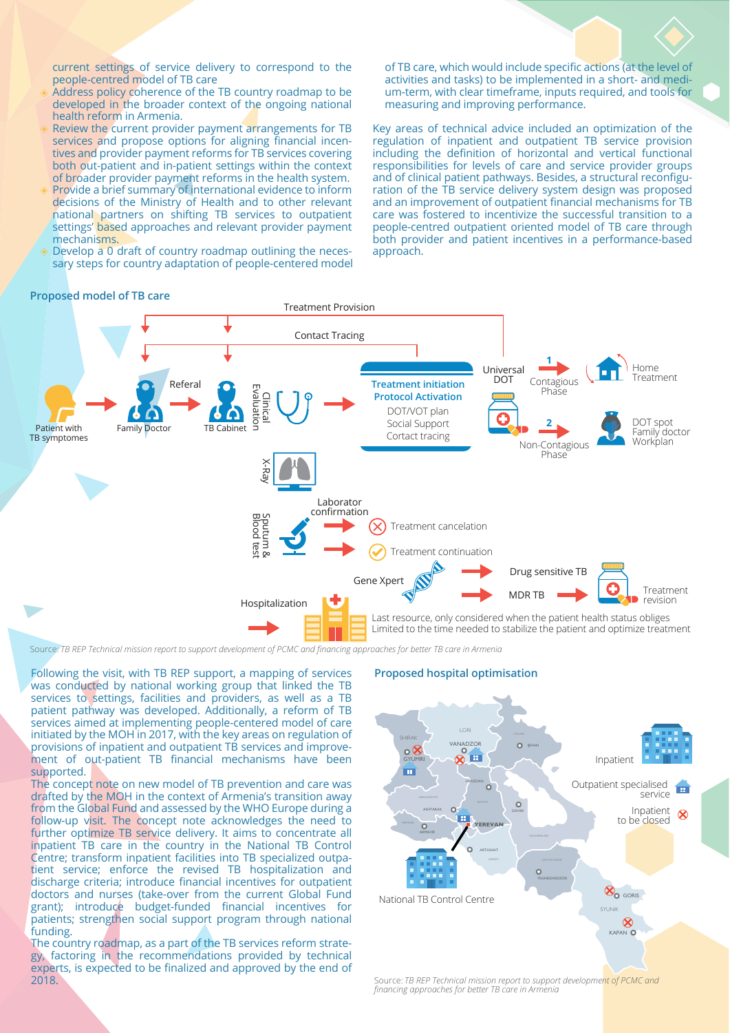current settings of service delivery to correspond to the people-centred model of TB care

- Address policy coherence of the TB country roadmap to be developed in the broader context of the ongoing national health reform in Armenia.
- Review the current provider payment arrangements for TB services and propose options for aligning financial incentives and provider payment reforms for TB services covering both out-patient and in-patient settings within the context of broader provider payment reforms in the health system.
- Provide a brief summary of international evidence to inform decisions of the Ministry of Health and to other relevant national partners on shifting TB services to outpatient settings' based approaches and relevant provider payment mechanisms.
- Develop a 0 draft of country roadmap outlining the necessary steps for country adaptation of people-centered model of TB care, which would include specific actions (at the level of activities and tasks) to be implemented in a short- and medium-term, with clear timeframe, inputs required, and tools for measuring and improving performance.

Key areas of technical advice included an optimization of the regulation of inpatient and outpatient TB service provision including the definition of horizontal and vertical functional responsibilities for levels of care and service provider groups and of clinical patient pathways. Besides, a structural reconfiguration of the TB service delivery system design was proposed and an improvement of outpatient financial mechanisms for TB care was fostered to incentivize the successful transition to a people-centred outpatient oriented model of TB care through both provider and patient incentives in a performance-based approach.

## Proposed model of TB care

Treatment Provision

Contact Tracing

Patient with TB symptomes → Family Doctor → Referal → TB Cabinet → Clinical Evaluation → Treatment initiation Protocol Activation (DOT/VOT plan, Social Support, Cortact tracing) → Universal DOT

1. Contagious Phase → Home Treatment
2. Non-Contagious Phase → DOT spot Family doctor Workplan

X-Ray

Sputum & Blood test → Laboratory confirmation → Treatment cancelation / Treatment continuation

Gene Xpert → Drug sensitive TB / MDR TB → Treatment revision

Hospitalization → Last resource, only considered when the patient health status obliges. Limited to the time needed to stabilize the patient and optimize treatment

Source: *TB REP Technical mission report to support development of PCMC and financing approaches for better TB care in Armenia*

Following the visit, with TB REP support, a mapping of services was conducted by national working group that linked the TB services to settings, facilities and providers, as well as a TB patient pathway was developed. Additionally, a reform of TB services aimed at implementing people-centered model of care initiated by the MOH in 2017, with the key areas on regulation of provisions of inpatient and outpatient TB services and improvement of out-patient TB financial mechanisms have been supported.

The concept note on new model of TB prevention and care was drafted by the MOH in the context of Armenia's transition away from the Global Fund and assessed by the WHO Europe during a follow-up visit. The concept note acknowledges the need to further optimize TB service delivery. It aims to concentrate all inpatient TB care in the country in the National TB Control Centre; transform inpatient facilities into TB specialized outpatient service; enforce the revised TB hospitalization and discharge criteria; introduce financial incentives for outpatient doctors and nurses (take-over from the current Global Fund grant); introduce budget-funded financial incentives for patients; strengthen social support program through national funding.

The country roadmap, as a part of the TB services reform strategy, factoring in the recommendations provided by technical experts, is expected to be finalized and approved by the end of 2018.

## Proposed hospital optimisation

Inpatient

Outpatient specialised service

Inpatient to be closed

National TB Control Centre

SHIRAK, GYUMRI, LORI, VANADZOR, TAVUSH, IJEVAN, ARAGATSOTN, KOTAYK, HRAZDAN, ASHTARAK, GAVAR, ARMAVIR, YEREVAN, GEGHARKUNIK, ARTASHAT, ARARAT, VAYOTS DZOR, YEGHEGNADZOR, GORIS, SYUNIK, KAPAN

Source: *TB REP Technical mission report to support development of PCMC and financing approaches for better TB care in Armenia*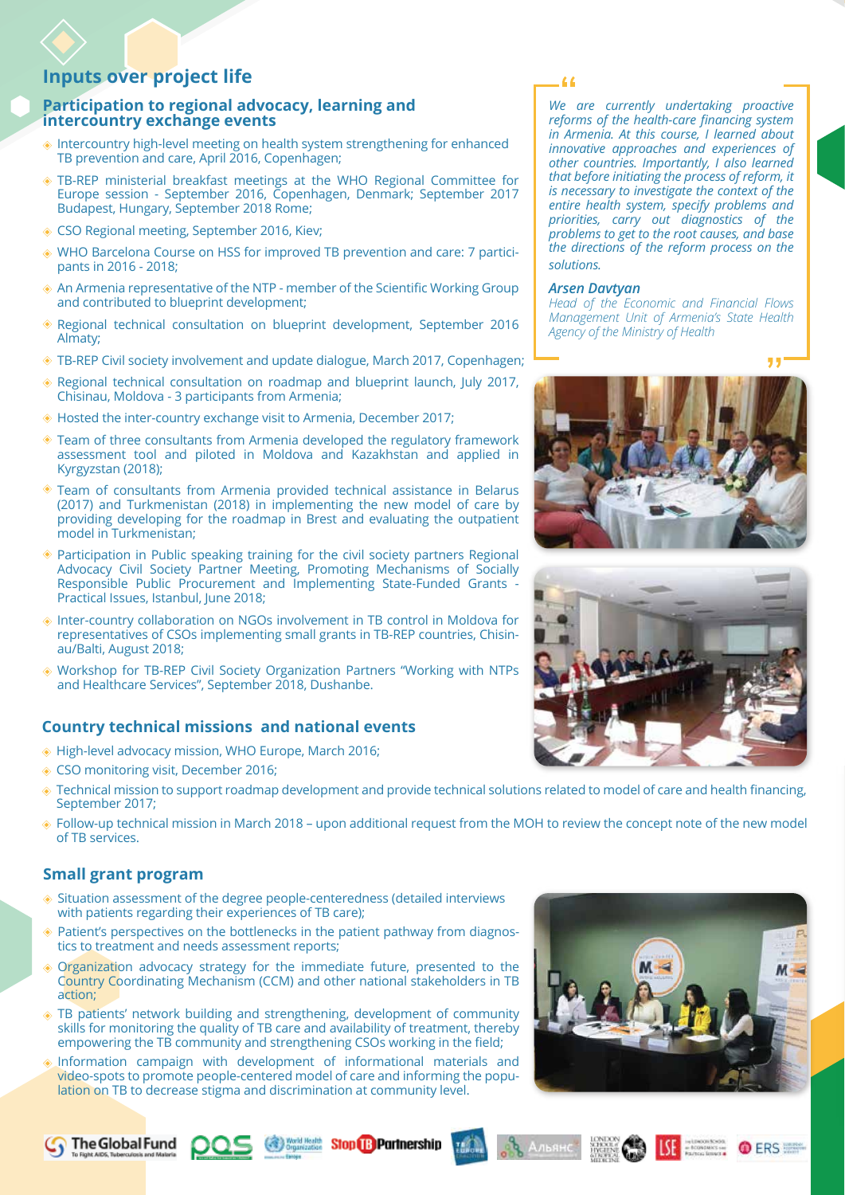## Inputs over project life

### Participation to regional advocacy, learning and intercountry exchange events

- Intercountry high-level meeting on health system strengthening for enhanced TB prevention and care, April 2016, Copenhagen;
- TB-REP ministerial breakfast meetings at the WHO Regional Committee for Europe session - September 2016, Copenhagen, Denmark; September 2017 Budapest, Hungary, September 2018 Rome;
- CSO Regional meeting, September 2016, Kiev;
- WHO Barcelona Course on HSS for improved TB prevention and care: 7 participants in 2016 - 2018;
- An Armenia representative of the NTP - member of the Scientific Working Group and contributed to blueprint development;
- Regional technical consultation on blueprint development, September 2016 Almaty;
- TB-REP Civil society involvement and update dialogue, March 2017, Copenhagen;
- Regional technical consultation on roadmap and blueprint launch, July 2017, Chisinau, Moldova - 3 participants from Armenia;
- Hosted the inter-country exchange visit to Armenia, December 2017;
- Team of three consultants from Armenia developed the regulatory framework assessment tool and piloted in Moldova and Kazakhstan and applied in Kyrgyzstan (2018);
- Team of consultants from Armenia provided technical assistance in Belarus (2017) and Turkmenistan (2018) in implementing the new model of care by providing developing for the roadmap in Brest and evaluating the outpatient model in Turkmenistan;
- Participation in Public speaking training for the civil society partners Regional Advocacy Civil Society Partner Meeting, Promoting Mechanisms of Socially Responsible Public Procurement and Implementing State-Funded Grants - Practical Issues, Istanbul, June 2018;
- Inter-country collaboration on NGOs involvement in TB control in Moldova for representatives of CSOs implementing small grants in TB-REP countries, Chisinau/Balti, August 2018;
- Workshop for TB-REP Civil Society Organization Partners "Working with NTPs and Healthcare Services", September 2018, Dushanbe.

> *We are currently undertaking proactive reforms of the health-care financing system in Armenia. At this course, I learned about innovative approaches and experiences of other countries. Importantly, I also learned that before initiating the process of reform, it is necessary to investigate the context of the entire health system, specify problems and priorities, carry out diagnostics of the problems to get to the root causes, and base the directions of the reform process on the solutions.*
>
> ***Arsen Davtyan***
> *Head of the Economic and Financial Flows Management Unit of Armenia's State Health Agency of the Ministry of Health*

### Country technical missions and national events

- High-level advocacy mission, WHO Europe, March 2016;
- CSO monitoring visit, December 2016;
- Technical mission to support roadmap development and provide technical solutions related to model of care and health financing, September 2017;
- Follow-up technical mission in March 2018 – upon additional request from the MOH to review the concept note of the new model of TB services.

### Small grant program

- Situation assessment of the degree people-centeredness (detailed interviews with patients regarding their experiences of TB care);
- Patient's perspectives on the bottlenecks in the patient pathway from diagnostics to treatment and needs assessment reports;
- Organization advocacy strategy for the immediate future, presented to the Country Coordinating Mechanism (CCM) and other national stakeholders in TB action;
- TB patients' network building and strengthening, development of community skills for monitoring the quality of TB care and availability of treatment, thereby empowering the TB community and strengthening CSOs working in the field;
- Information campaign with development of informational materials and video-spots to promote people-centered model of care and informing the population on TB to decrease stigma and discrimination at community level.